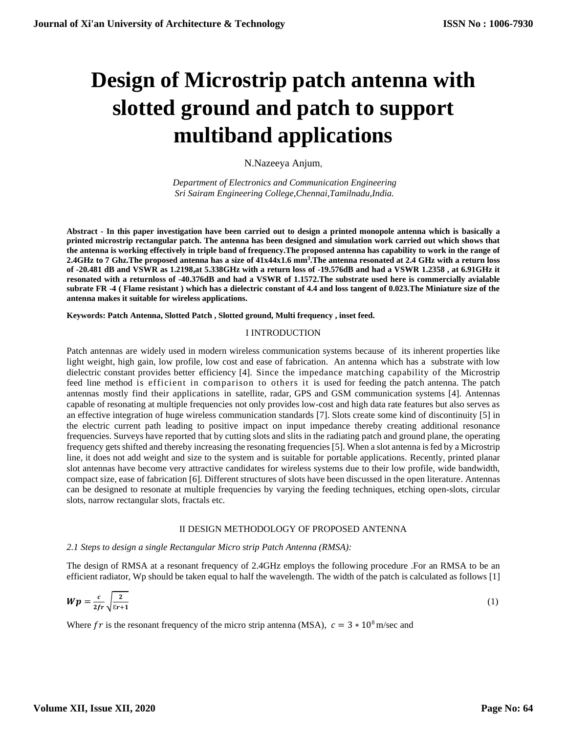# Design of Microstrip patch antenna with slotted ground and patch to support multiband applications

N.Nazeeya Anjum,

*Department of Electronics and Communication Engineering*
*Sri Sairam Engineering College,Chennai,Tamilnadu,India.*

**Abstract - In this paper investigation have been carried out to design a printed monopole antenna which is basically a printed microstrip rectangular patch. The antenna has been designed and simulation work carried out which shows that the antenna is working effectively in triple band of frequency.The proposed antenna has capability to work in the range of 2.4GHz to 7 Ghz.The proposed antenna has a size of 41x44x1.6 mm$^3$.The antenna resonated at 2.4 GHz with a return loss of -20.481 dB and VSWR as 1.2198,at 5.338GHz with a return loss of -19.576dB and had a VSWR 1.2358 , at 6.91GHz it resonated with a returnloss of -40.376dB and had a VSWR of 1.1572.The substrate used here is commercially avialable subrate FR -4 ( Flame resistant ) which has a dielectric constant of 4.4 and loss tangent of 0.023.The Miniature size of the antenna makes it suitable for wireless applications.**

**Keywords: Patch Antenna, Slotted Patch , Slotted ground, Multi frequency , inset feed.**

## I INTRODUCTION

Patch antennas are widely used in modern wireless communication systems because of its inherent properties like light weight, high gain, low profile, low cost and ease of fabrication. An antenna which has a substrate with low dielectric constant provides better efficiency [4]. Since the impedance matching capability of the Microstrip feed line method is efficient in comparison to others it is used for feeding the patch antenna. The patch antennas mostly find their applications in satellite, radar, GPS and GSM communication systems [4]. Antennas capable of resonating at multiple frequencies not only provides low-cost and high data rate features but also serves as an effective integration of huge wireless communication standards [7]. Slots create some kind of discontinuity [5] in the electric current path leading to positive impact on input impedance thereby creating additional resonance frequencies. Surveys have reported that by cutting slots and slits in the radiating patch and ground plane, the operating frequency gets shifted and thereby increasing the resonating frequencies [5]. When a slot antenna is fed by a Microstrip line, it does not add weight and size to the system and is suitable for portable applications. Recently, printed planar slot antennas have become very attractive candidates for wireless systems due to their low profile, wide bandwidth, compact size, ease of fabrication [6]. Different structures of slots have been discussed in the open literature. Antennas can be designed to resonate at multiple frequencies by varying the feeding techniques, etching open-slots, circular slots, narrow rectangular slots, fractals etc.

## II DESIGN METHODOLOGY OF PROPOSED ANTENNA

*2.1 Steps to design a single Rectangular Micro strip Patch Antenna (RMSA):*

The design of RMSA at a resonant frequency of 2.4GHz employs the following procedure .For an RMSA to be an efficient radiator, Wp should be taken equal to half the wavelength. The width of the patch is calculated as follows [1]

$$\boldsymbol{Wp} = \frac{c}{2fr}\sqrt{\frac{2}{\varepsilon r+1}} \tag{1}$$

Where $fr$ is the resonant frequency of the micro strip antenna (MSA), $c = 3 * 10^8$ m/sec and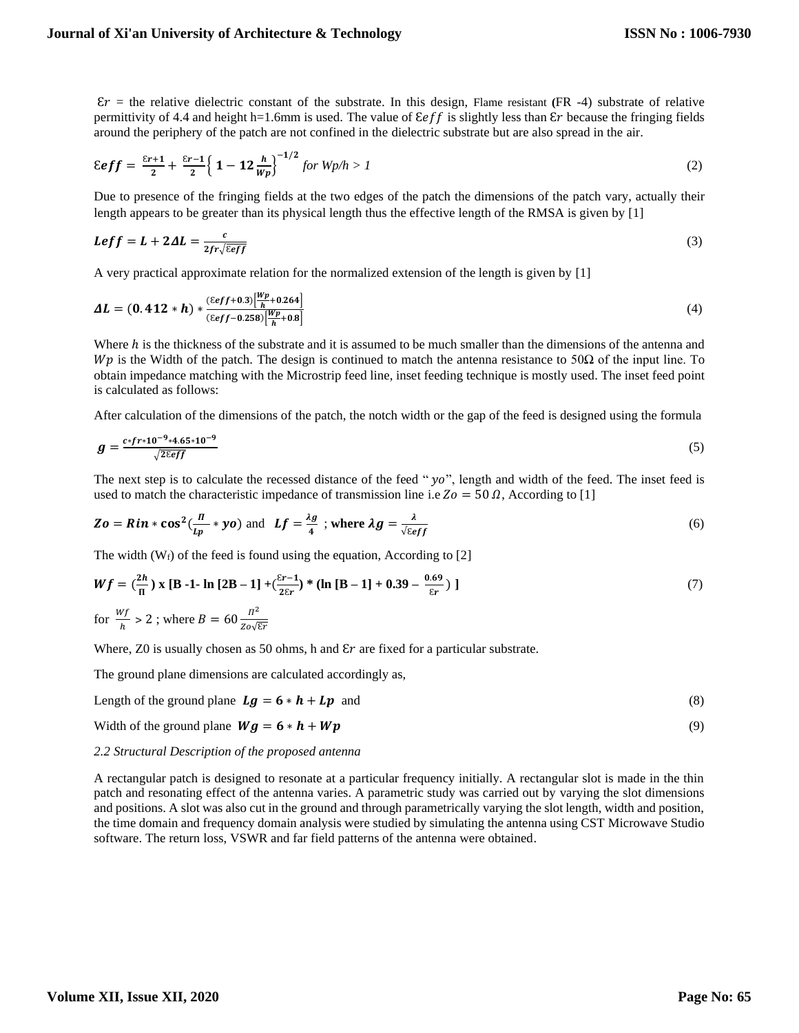$\varepsilon r$ = the relative dielectric constant of the substrate. In this design, Flame resistant (FR -4) substrate of relative permittivity of 4.4 and height h=1.6mm is used. The value of $\varepsilon eff$ is slightly less than $\varepsilon r$ because the fringing fields around the periphery of the patch are not confined in the dielectric substrate but are also spread in the air.

$$\varepsilon eff = \frac{\varepsilon r+1}{2} + \frac{\varepsilon r-1}{2}\left\{ 1 - 12\frac{h}{Wp}\right\}^{-1/2} \text{ for } Wp/h > 1 \tag{2}$$

Due to presence of the fringing fields at the two edges of the patch the dimensions of the patch vary, actually their length appears to be greater than its physical length thus the effective length of the RMSA is given by [1]

$$Leff = L + 2\Delta L = \frac{c}{2fr\sqrt{\varepsilon eff}} \tag{3}$$

A very practical approximate relation for the normalized extension of the length is given by [1]

$$\Delta L = (0.412 * h) * \frac{(\varepsilon eff+0.3)\left[\frac{Wp}{h}+0.264\right]}{(\varepsilon eff-0.258)\left[\frac{Wp}{h}+0.8\right]} \tag{4}$$

Where $h$ is the thickness of the substrate and it is assumed to be much smaller than the dimensions of the antenna and $Wp$ is the Width of the patch. The design is continued to match the antenna resistance to 50Ω of the input line. To obtain impedance matching with the Microstrip feed line, inset feeding technique is mostly used. The inset feed point is calculated as follows:

After calculation of the dimensions of the patch, the notch width or the gap of the feed is designed using the formula

$$g = \frac{c*fr*10^{-9}*4.65*10^{-9}}{\sqrt{2\varepsilon eff}} \tag{5}$$

The next step is to calculate the recessed distance of the feed "$yo$", length and width of the feed. The inset feed is used to match the characteristic impedance of transmission line i.e $Zo = 50\,\Omega$, According to [1]

$$Zo = Rin * \cos^2\left(\frac{\Pi}{Lp} * yo\right) \text{ and } Lf = \frac{\lambda g}{4} \text{ ; where } \lambda g = \frac{\lambda}{\sqrt{\varepsilon eff}} \tag{6}$$

The width ($W_f$) of the feed is found using the equation, According to [2]

$$Wf = \left(\frac{2h}{\Pi}\right) \text{ x } [B - 1 - \ln[2B - 1] + \left(\frac{\varepsilon r-1}{2\varepsilon r}\right) * (\ln[B - 1] + 0.39 - \frac{0.69}{\varepsilon r})\,] \tag{7}$$

for $\frac{Wf}{h} > 2$ ; where $B = 60\frac{\Pi^2}{Zo\sqrt{\varepsilon r}}$

Where, Z0 is usually chosen as 50 ohms, h and $\varepsilon r$ are fixed for a particular substrate.

The ground plane dimensions are calculated accordingly as,

Length of the ground plane $Lg = 6 * h + Lp$ and (8)

Width of the ground plane $Wg = 6 * h + Wp$ (9)

*2.2 Structural Description of the proposed antenna*

A rectangular patch is designed to resonate at a particular frequency initially. A rectangular slot is made in the thin patch and resonating effect of the antenna varies. A parametric study was carried out by varying the slot dimensions and positions. A slot was also cut in the ground and through parametrically varying the slot length, width and position, the time domain and frequency domain analysis were studied by simulating the antenna using CST Microwave Studio software. The return loss, VSWR and far field patterns of the antenna were obtained.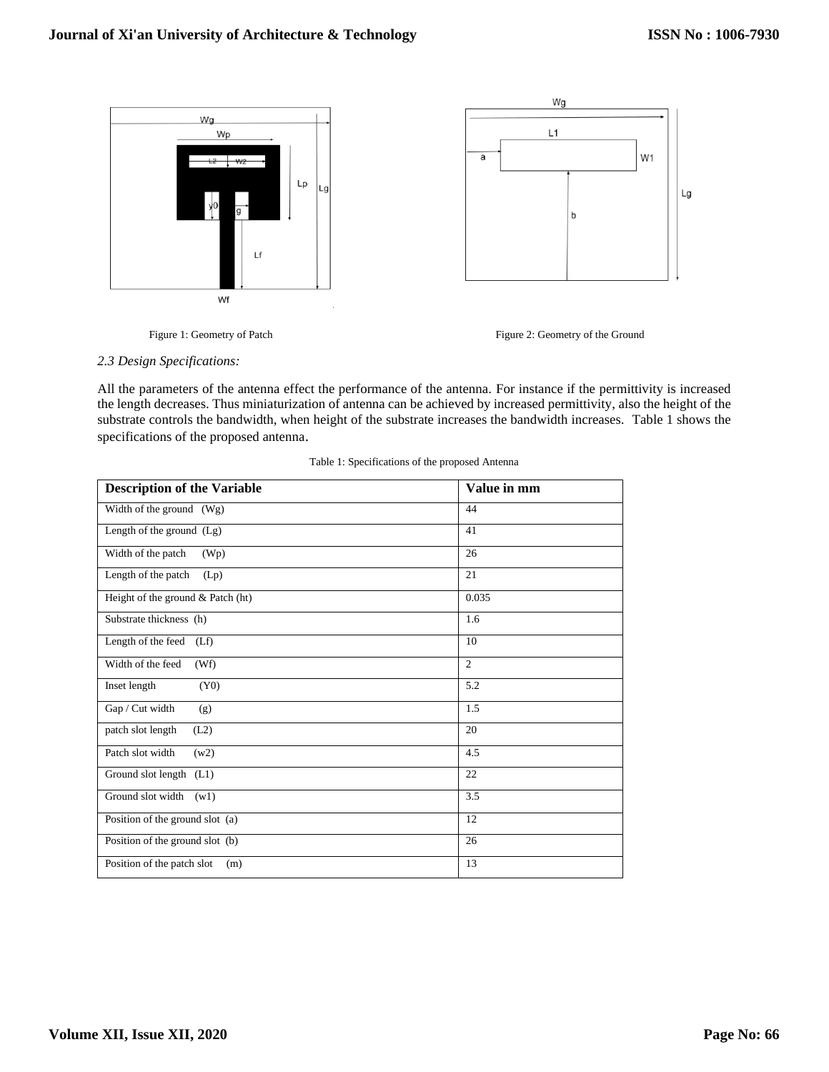Figure 1: Geometry of Patch

Figure 2: Geometry of the Ground

*2.3 Design Specifications:*

All the parameters of the antenna effect the performance of the antenna. For instance if the permittivity is increased the length decreases. Thus miniaturization of antenna can be achieved by increased permittivity, also the height of the substrate controls the bandwidth, when height of the substrate increases the bandwidth increases. Table 1 shows the specifications of the proposed antenna.

Table 1: Specifications of the proposed Antenna

| Description of the Variable | Value in mm |
|---|---|
| Width of the ground (Wg) | 44 |
| Length of the ground (Lg) | 41 |
| Width of the patch (Wp) | 26 |
| Length of the patch (Lp) | 21 |
| Height of the ground & Patch (ht) | 0.035 |
| Substrate thickness (h) | 1.6 |
| Length of the feed (Lf) | 10 |
| Width of the feed (Wf) | 2 |
| Inset length (Y0) | 5.2 |
| Gap / Cut width (g) | 1.5 |
| patch slot length (L2) | 20 |
| Patch slot width (w2) | 4.5 |
| Ground slot length (L1) | 22 |
| Ground slot width (w1) | 3.5 |
| Position of the ground slot (a) | 12 |
| Position of the ground slot (b) | 26 |
| Position of the patch slot (m) | 13 |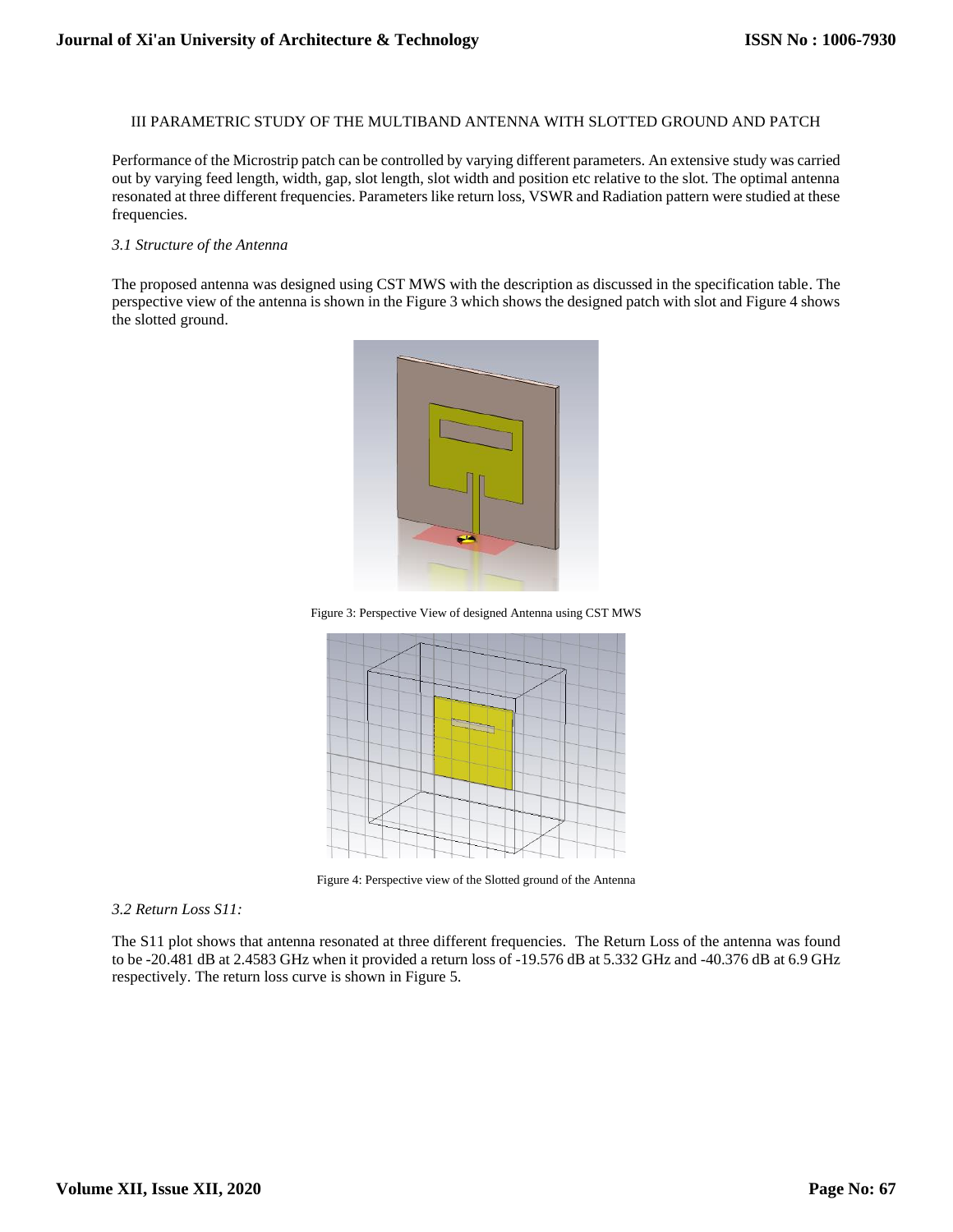III PARAMETRIC STUDY OF THE MULTIBAND ANTENNA WITH SLOTTED GROUND AND PATCH

Performance of the Microstrip patch can be controlled by varying different parameters. An extensive study was carried out by varying feed length, width, gap, slot length, slot width and position etc relative to the slot. The optimal antenna resonated at three different frequencies. Parameters like return loss, VSWR and Radiation pattern were studied at these frequencies.

### *3.1 Structure of the Antenna*

The proposed antenna was designed using CST MWS with the description as discussed in the specification table. The perspective view of the antenna is shown in the Figure 3 which shows the designed patch with slot and Figure 4 shows the slotted ground.

Figure 3: Perspective View of designed Antenna using CST MWS

Figure 4: Perspective view of the Slotted ground of the Antenna

### *3.2 Return Loss S11:*

The S11 plot shows that antenna resonated at three different frequencies. The Return Loss of the antenna was found to be -20.481 dB at 2.4583 GHz when it provided a return loss of -19.576 dB at 5.332 GHz and -40.376 dB at 6.9 GHz respectively. The return loss curve is shown in Figure 5.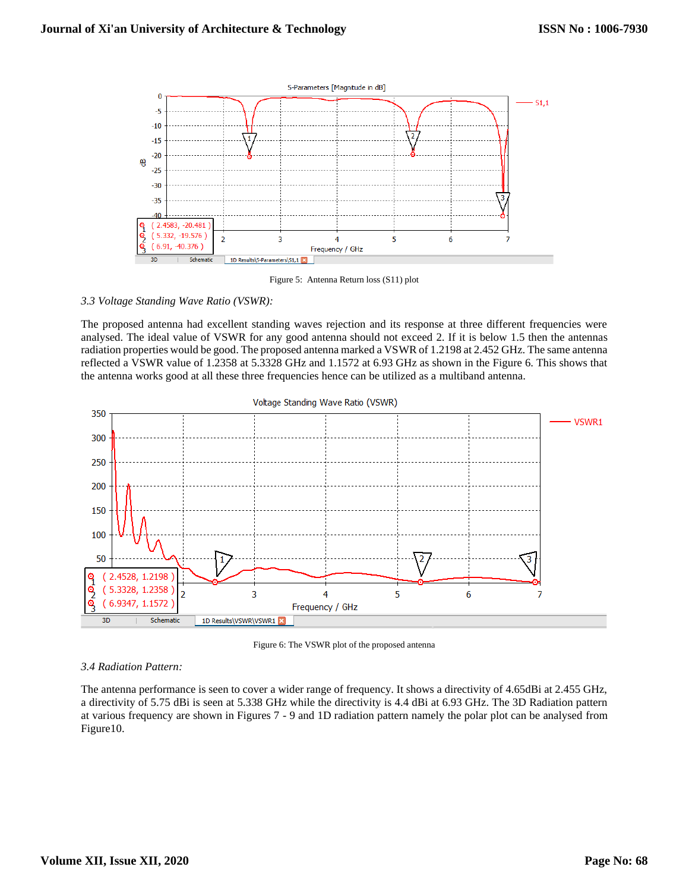Figure 5: Antenna Return loss (S11) plot

### *3.3 Voltage Standing Wave Ratio (VSWR):*

The proposed antenna had excellent standing waves rejection and its response at three different frequencies were analysed. The ideal value of VSWR for any good antenna should not exceed 2. If it is below 1.5 then the antennas radiation properties would be good. The proposed antenna marked a VSWR of 1.2198 at 2.452 GHz. The same antenna reflected a VSWR value of 1.2358 at 5.3328 GHz and 1.1572 at 6.93 GHz as shown in the Figure 6. This shows that the antenna works good at all these three frequencies hence can be utilized as a multiband antenna.

Figure 6: The VSWR plot of the proposed antenna

### *3.4 Radiation Pattern:*

The antenna performance is seen to cover a wider range of frequency. It shows a directivity of 4.65dBi at 2.455 GHz, a directivity of 5.75 dBi is seen at 5.338 GHz while the directivity is 4.4 dBi at 6.93 GHz. The 3D Radiation pattern at various frequency are shown in Figures 7 - 9 and 1D radiation pattern namely the polar plot can be analysed from Figure10.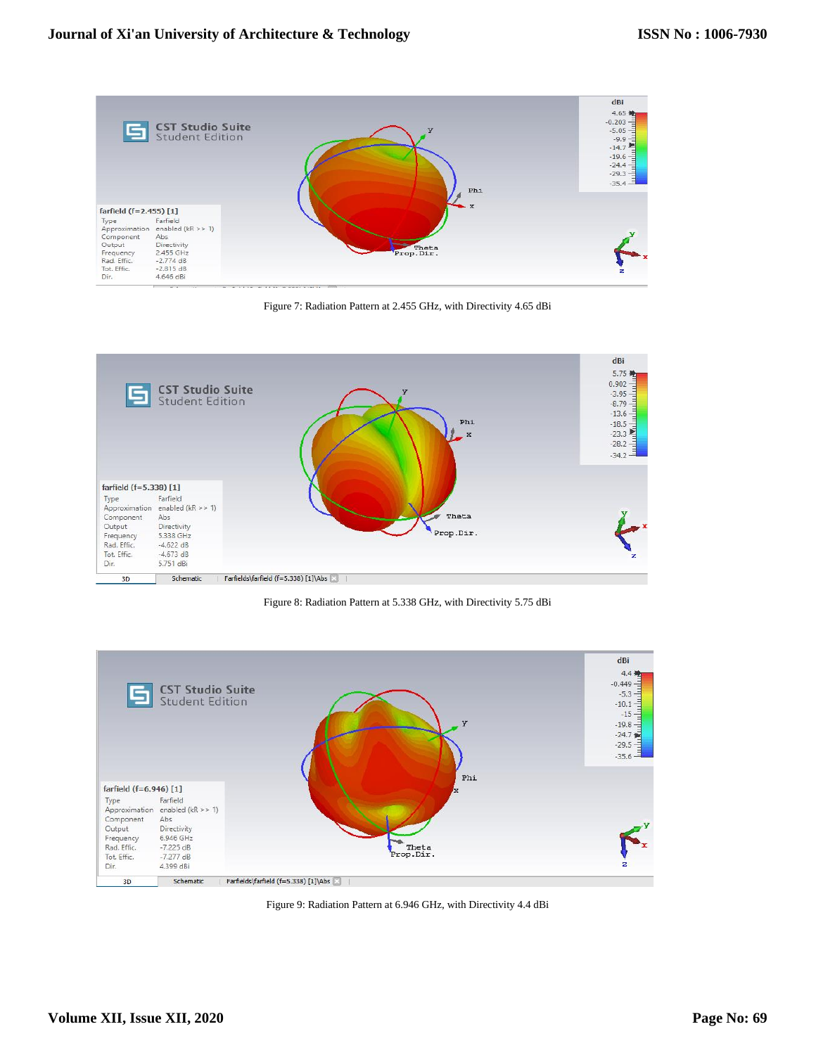Figure 7: Radiation Pattern at 2.455 GHz, with Directivity 4.65 dBi

Figure 8: Radiation Pattern at 5.338 GHz, with Directivity 5.75 dBi

Figure 9: Radiation Pattern at 6.946 GHz, with Directivity 4.4 dBi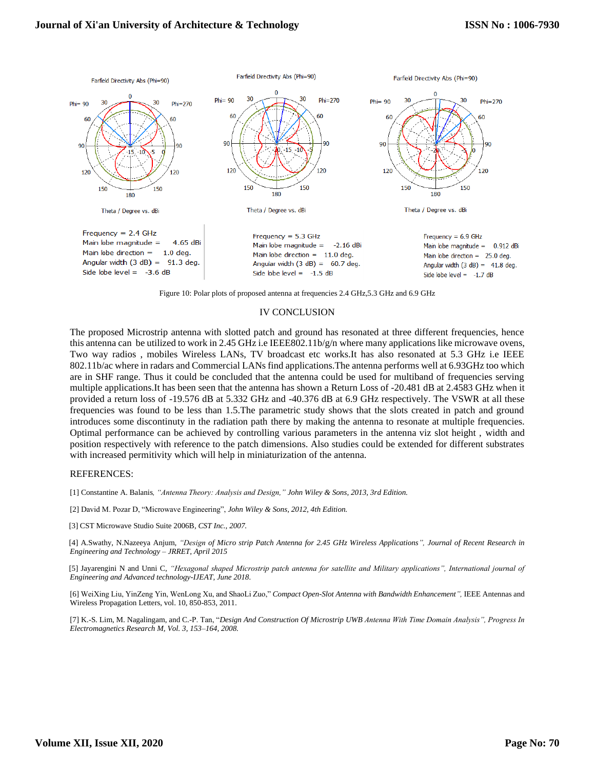Farfield Directivity Abs (Phi=90)

Theta / Degree vs. dBi

Frequency = 2.4 GHz
Main lobe magnitude = 4.65 dBi
Main lobe direction = 1.0 deg.
Angular width (3 dB) = 91.3 deg.
Side lobe level = -3.6 dB

Farfield Directivity Abs (Phi=90)

Theta / Degree vs. dBi

Frequency = 5.3 GHz
Main lobe magnitude = -2.16 dBi
Main lobe direction = 11.0 deg.
Angular width (3 dB) = 60.7 deg.
Side lobe level = -1.5 dB

Farfield Directivity Abs (Phi=90)

Theta / Degree vs. dBi

Frequency = 6.9 GHz
Main lobe magnitude = 0.912 dBi
Main lobe direction = 25.0 deg.
Angular width (3 dB) = 41.8 deg.
Side lobe level = -1.7 dB

Figure 10: Polar plots of proposed antenna at frequencies 2.4 GHz,5.3 GHz and 6.9 GHz

## IV CONCLUSION

The proposed Microstrip antenna with slotted patch and ground has resonated at three different frequencies, hence this antenna can be utilized to work in 2.45 GHz i.e IEEE802.11b/g/n where many applications like microwave ovens, Two way radios , mobiles Wireless LANs, TV broadcast etc works.It has also resonated at 5.3 GHz i.e IEEE 802.11b/ac where in radars and Commercial LANs find applications.The antenna performs well at 6.93GHz too which are in SHF range. Thus it could be concluded that the antenna could be used for multiband of frequencies serving multiple applications.It has been seen that the antenna has shown a Return Loss of -20.481 dB at 2.4583 GHz when it provided a return loss of -19.576 dB at 5.332 GHz and -40.376 dB at 6.9 GHz respectively. The VSWR at all these frequencies was found to be less than 1.5.The parametric study shows that the slots created in patch and ground introduces some discontinuity in the radiation path there by making the antenna to resonate at multiple frequencies. Optimal performance can be achieved by controlling various parameters in the antenna viz slot height , width and position respectively with reference to the patch dimensions. Also studies could be extended for different substrates with increased permitivity which will help in miniaturization of the antenna.

## REFERENCES:

[1] Constantine A. Balanis, *"Antenna Theory: Analysis and Design," John Wiley & Sons, 2013, 3rd Edition.*

[2] David M. Pozar D, "Microwave Engineering", *John Wiley & Sons, 2012, 4th Edition.*

[3] CST Microwave Studio Suite 2006B, *CST Inc., 2007.*

[4] A.Swathy, N.Nazeeya Anjum, *"Design of Micro strip Patch Antenna for 2.45 GHz Wireless Applications", Journal of Recent Research in Engineering and Technology – JRRET, April 2015*

[5] Jayarengini N and Unni C, *"Hexagonal shaped Microstrip patch antenna for satellite and Military applications", International journal of Engineering and Advanced technology-IJEAT, June 2018.*

[6] WeiXing Liu, YinZeng Yin, WenLong Xu, and ShaoLi Zuo," *Compact Open-Slot Antenna with Bandwidth Enhancement",* IEEE Antennas and Wireless Propagation Letters, vol. 10, 850-853, 2011.

[7] K.-S. Lim, M. Nagalingam, and C.-P. Tan, "*Design And Construction Of Microstrip UWB Antenna With Time Domain Analysis", Progress In Electromagnetics Research M, Vol. 3, 153–164, 2008.*